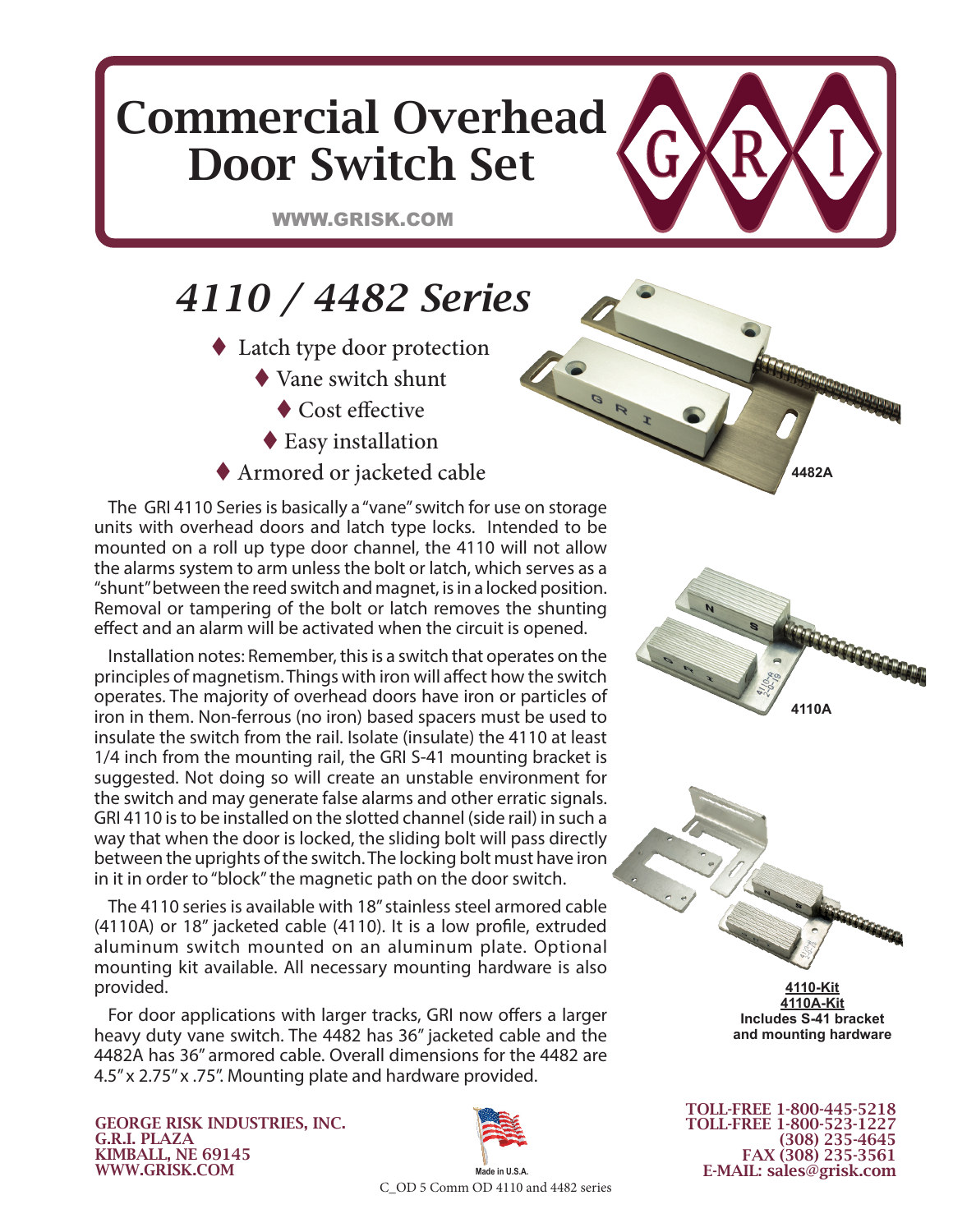# Commercial Overhead Door Switch Set

WWW.GRISK.COM

## 4110 / 4482 Series

- Latch type door protection
- Vane switch shunt
- Cost effective
- Easy installation
- Armored or jacketed cable

4482A

The GRI 4110 Series is basically a "vane" switch for use on storage units with overhead doors and latch type locks. Intended to be mounted on a roll up type door channel, the 4110 will not allow the alarms system to arm unless the bolt or latch, which serves as a "shunt" between the reed switch and magnet, is in a locked position. Removal or tampering of the bolt or latch removes the shunting effect and an alarm will be activated when the circuit is opened.

Installation notes: Remember, this is a switch that operates on the principles of magnetism. Things with iron will affect how the switch operates. The majority of overhead doors have iron or particles of iron in them. Non-ferrous (no iron) based spacers must be used to insulate the switch from the rail. Isolate (insulate) the 4110 at least 1/4 inch from the mounting rail, the GRI S-41 mounting bracket is suggested. Not doing so will create an unstable environment for the switch and may generate false alarms and other erratic signals. GRI 4110 is to be installed on the slotted channel (side rail) in such a way that when the door is locked, the sliding bolt will pass directly between the uprights of the switch. The locking bolt must have iron in it in order to "block" the magnetic path on the door switch.

4110A

The 4110 series is available with 18" stainless steel armored cable (4110A) or 18" jacketed cable (4110). It is a low profile, extruded aluminum switch mounted on an aluminum plate. Optional mounting kit available. All necessary mounting hardware is also provided.

For door applications with larger tracks, GRI now offers a larger heavy duty vane switch. The 4482 has 36" jacketed cable and the 4482A has 36" armored cable. Overall dimensions for the 4482 are 4.5" x 2.75" x .75". Mounting plate and hardware provided.

**4110-Kit**
**4110A-Kit**
**Includes S-41 bracket and mounting hardware**

**GEORGE RISK INDUSTRIES, INC.**
**G.R.I. PLAZA**
**KIMBALL, NE 69145**
**WWW.GRISK.COM**

Made in U.S.A.

C_OD 5 Comm OD 4110 and 4482 series

**TOLL-FREE 1-800-445-5218**
**TOLL-FREE 1-800-523-1227**
**(308) 235-4645**
**FAX (308) 235-3561**
**E-MAIL: sales@grisk.com**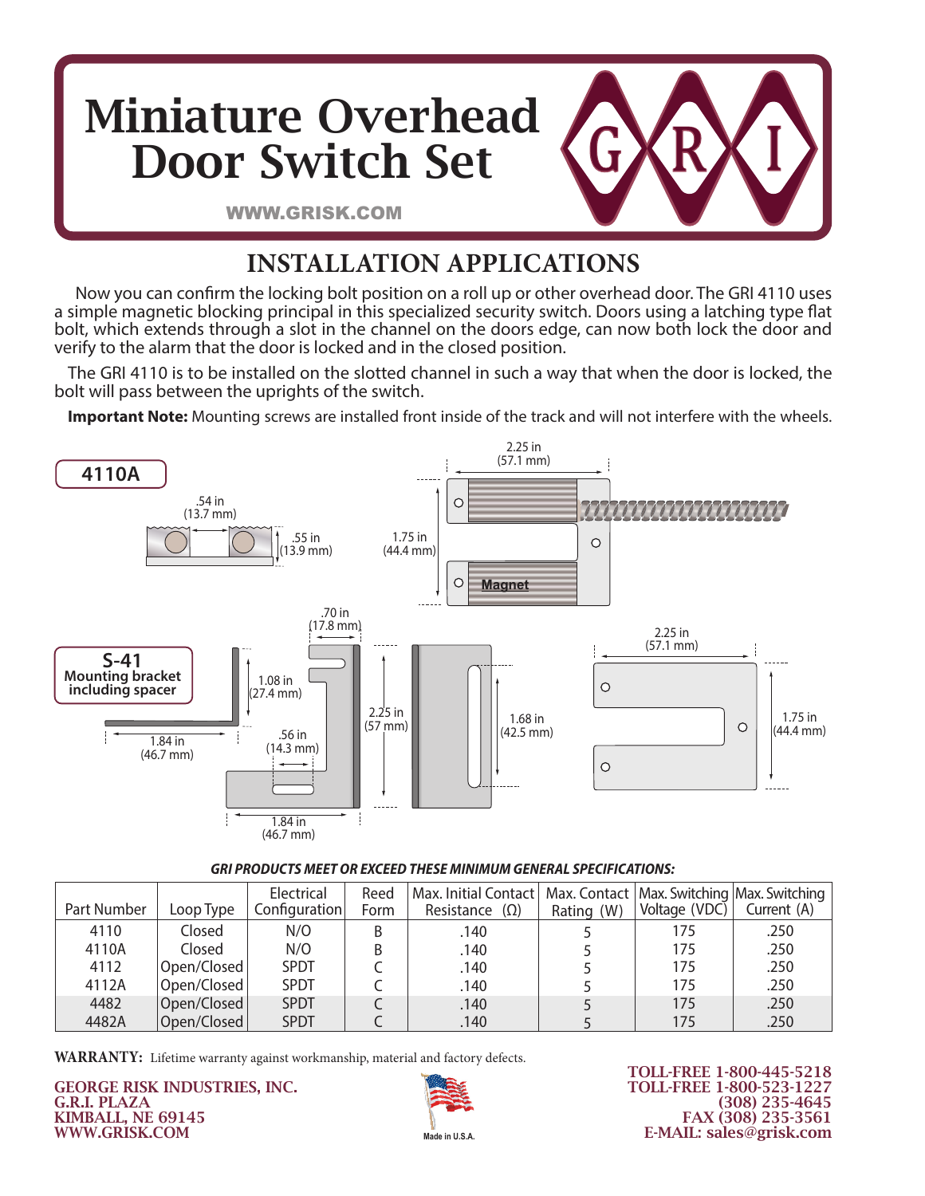# Miniature Overhead Door Switch Set

WWW.GRISK.COM

## INSTALLATION APPLICATIONS

Now you can confirm the locking bolt position on a roll up or other overhead door. The GRI 4110 uses a simple magnetic blocking principal in this specialized security switch. Doors using a latching type flat bolt, which extends through a slot in the channel on the doors edge, can now both lock the door and verify to the alarm that the door is locked and in the closed position.

The GRI 4110 is to be installed on the slotted channel in such a way that when the door is locked, the bolt will pass between the uprights of the switch.

**Important Note:** Mounting screws are installed front inside of the track and will not interfere with the wheels.

4110A

.54 in (13.7 mm)

.55 in (13.9 mm)

2.25 in (57.1 mm)

1.75 in (44.4 mm)

Magnet

S-41
Mounting bracket including spacer

.70 in (17.8 mm)

1.08 in (27.4 mm)

1.84 in (46.7 mm)

.56 in (14.3 mm)

2.25 in (57 mm)

1.68 in (42.5 mm)

1.84 in (46.7 mm)

2.25 in (57.1 mm)

1.75 in (44.4 mm)

***GRI PRODUCTS MEET OR EXCEED THESE MINIMUM GENERAL SPECIFICATIONS:***

| Part Number | Loop Type | Electrical Configuration | Reed Form | Max. Initial Contact Resistance (Ω) | Max. Contact Rating (W) | Max. Switching Voltage (VDC) | Max. Switching Current (A) |
|---|---|---|---|---|---|---|---|
| 4110 | Closed | N/O | B | .140 | 5 | 175 | .250 |
| 4110A | Closed | N/O | B | .140 | 5 | 175 | .250 |
| 4112 | Open/Closed | SPDT | C | .140 | 5 | 175 | .250 |
| 4112A | Open/Closed | SPDT | C | .140 | 5 | 175 | .250 |
| 4482 | Open/Closed | SPDT | C | .140 | 5 | 175 | .250 |
| 4482A | Open/Closed | SPDT | C | .140 | 5 | 175 | .250 |

**WARRANTY:** Lifetime warranty against workmanship, material and factory defects.

**GEORGE RISK INDUSTRIES, INC.**
**G.R.I. PLAZA**
**KIMBALL, NE 69145**
**WWW.GRISK.COM**

Made in U.S.A.

**TOLL-FREE 1-800-445-5218**
**TOLL-FREE 1-800-523-1227**
**(308) 235-4645**
**FAX (308) 235-3561**
**E-MAIL: sales@grisk.com**